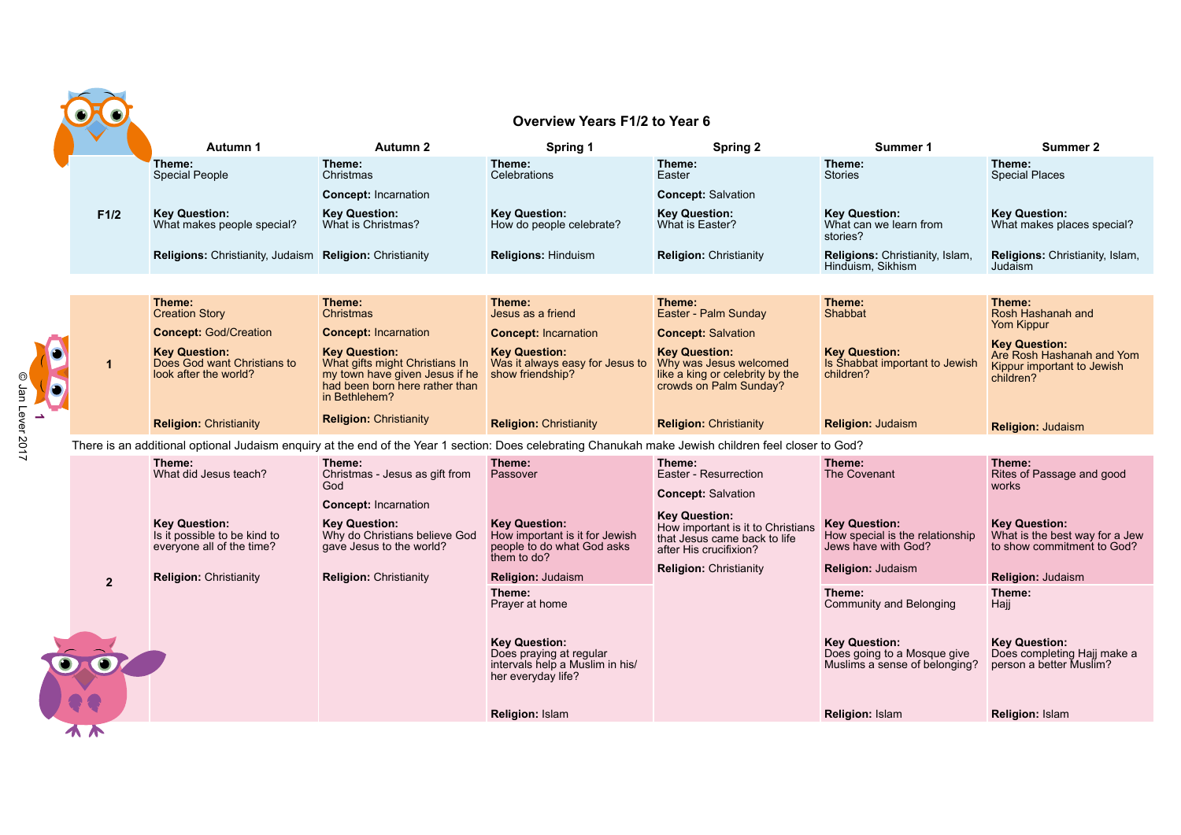# Overview Years F1/2 to Year 6

| | Autumn 1 | Autumn 2 | Spring 1 | Spring 2 | Summer 1 | Summer 2 |
|---|---|---|---|---|---|---|
| **F1/2** | **Theme:** Special People<br><br>**Key Question:** What makes people special?<br><br>**Religions:** Christianity, Judaism | **Theme:** Christmas<br><br>**Concept:** Incarnation<br><br>**Key Question:** What is Christmas?<br><br>**Religion:** Christianity | **Theme:** Celebrations<br><br>**Key Question:** How do people celebrate?<br><br>**Religions:** Hinduism | **Theme:** Easter<br><br>**Concept:** Salvation<br><br>**Key Question:** What is Easter?<br><br>**Religion:** Christianity | **Theme:** Stories<br><br>**Key Question:** What can we learn from stories?<br><br>**Religions:** Christianity, Islam, Hinduism, Sikhism | **Theme:** Special Places<br><br>**Key Question:** What makes places special?<br><br>**Religions:** Christianity, Islam, Judaism |
| **1** | **Theme:** Creation Story<br><br>**Concept:** God/Creation<br><br>**Key Question:** Does God want Christians to look after the world?<br><br>**Religion:** Christianity | **Theme:** Christmas<br><br>**Concept:** Incarnation<br><br>**Key Question:** What gifts might Christians In my town have given Jesus if he had been born here rather than in Bethlehem?<br><br>**Religion:** Christianity | **Theme:** Jesus as a friend<br><br>**Concept:** Incarnation<br><br>**Key Question:** Was it always easy for Jesus to show friendship?<br><br>**Religion:** Christianity | **Theme:** Easter - Palm Sunday<br><br>**Concept:** Salvation<br><br>**Key Question:** Why was Jesus welcomed like a king or celebrity by the crowds on Palm Sunday?<br><br>**Religion:** Christianity | **Theme:** Shabbat<br><br>**Key Question:** Is Shabbat important to Jewish children?<br><br>**Religion:** Judaism | **Theme:** Rosh Hashanah and Yom Kippur<br><br>**Key Question:** Are Rosh Hashanah and Yom Kippur important to Jewish children?<br><br>**Religion:** Judaism |
| **2** | **Theme:** What did Jesus teach?<br><br>**Key Question:** Is it possible to be kind to everyone all of the time?<br><br>**Religion:** Christianity | **Theme:** Christmas - Jesus as gift from God<br><br>**Concept:** Incarnation<br><br>**Key Question:** Why do Christians believe God gave Jesus to the world?<br><br>**Religion:** Christianity | **Theme:** Passover<br><br>**Key Question:** How important is it for Jewish people to do what God asks them to do?<br><br>**Religion:** Judaism<br><br>**Theme:** Prayer at home<br><br>**Key Question:** Does praying at regular intervals help a Muslim in his/her everyday life?<br><br>**Religion:** Islam | **Theme:** Easter - Resurrection<br><br>**Concept:** Salvation<br><br>**Key Question:** How important is it to Christians that Jesus came back to life after His crucifixion?<br><br>**Religion:** Christianity | **Theme:** The Covenant<br><br>**Key Question:** How special is the relationship Jews have with God?<br><br>**Religion:** Judaism<br><br>**Theme:** Community and Belonging<br><br>**Key Question:** Does going to a Mosque give Muslims a sense of belonging?<br><br>**Religion:** Islam | **Theme:** Rites of Passage and good works<br><br>**Key Question:** What is the best way for a Jew to show commitment to God?<br><br>**Religion:** Judaism<br><br>**Theme:** Hajj<br><br>**Key Question:** Does completing Hajj make a person a better Muslim?<br><br>**Religion:** Islam |

There is an additional optional Judaism enquiry at the end of the Year 1 section: Does celebrating Chanukah make Jewish children feel closer to God?

© Jan Lever 2017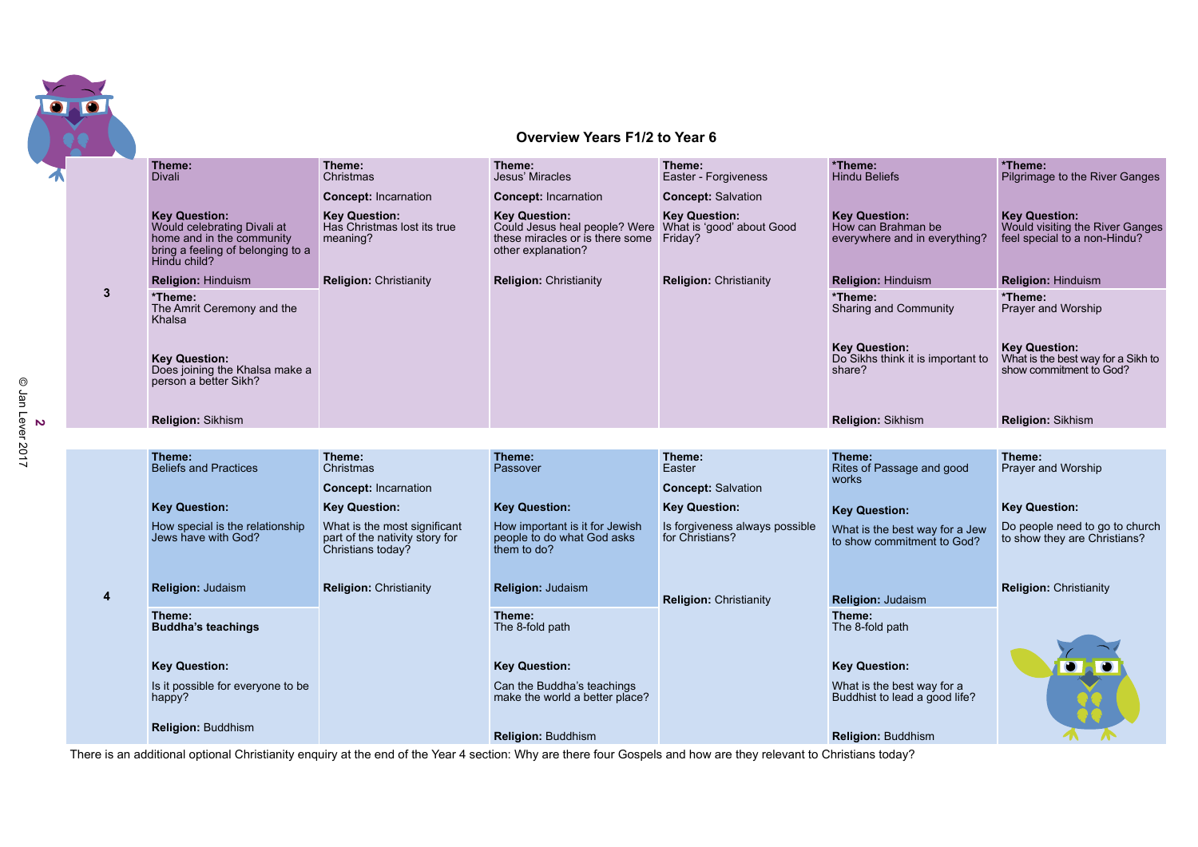## Overview Years F1/2 to Year 6

| Year | | | | | | |
|---|---|---|---|---|---|---|
| 3 | **Theme:** Divali<br><br>**Key Question:** Would celebrating Divali at home and in the community bring a feeling of belonging to a Hindu child?<br><br>**Religion:** Hinduism | **Theme:** Christmas<br><br>**Concept:** Incarnation<br><br>**Key Question:** Has Christmas lost its true meaning?<br><br>**Religion:** Christianity | **Theme:** Jesus' Miracles<br><br>**Concept:** Incarnation<br><br>**Key Question:** Could Jesus heal people? Were these miracles or is there some other explanation?<br><br>**Religion:** Christianity | **Theme:** Easter - Forgiveness<br><br>**Concept:** Salvation<br><br>**Key Question:** What is 'good' about Good Friday?<br><br>**Religion:** Christianity | ***Theme:** Hindu Beliefs<br><br>**Key Question:** How can Brahman be everywhere and in everything?<br><br>**Religion:** Hinduism | ***Theme:** Pilgrimage to the River Ganges<br><br>**Key Question:** Would visiting the River Ganges feel special to a non-Hindu?<br><br>**Religion:** Hinduism |
| | ***Theme:** The Amrit Ceremony and the Khalsa<br><br>**Key Question:** Does joining the Khalsa make a person a better Sikh?<br><br>**Religion:** Sikhism | | | | ***Theme:** Sharing and Community<br><br>**Key Question:** Do Sikhs think it is important to share?<br><br>**Religion:** Sikhism | ***Theme:** Prayer and Worship<br><br>**Key Question:** What is the best way for a Sikh to show commitment to God?<br><br>**Religion:** Sikhism |
| 4 | **Theme:** Beliefs and Practices<br><br>**Key Question:** How special is the relationship Jews have with God?<br><br>**Religion:** Judaism | **Theme:** Christmas<br><br>**Concept:** Incarnation<br><br>**Key Question:** What is the most significant part of the nativity story for Christians today?<br><br>**Religion:** Christianity | **Theme:** Passover<br><br>**Key Question:** How important is it for Jewish people to do what God asks them to do?<br><br>**Religion:** Judaism | **Theme:** Easter<br><br>**Concept:** Salvation<br><br>**Key Question:** Is forgiveness always possible for Christians?<br><br>**Religion:** Christianity | **Theme:** Rites of Passage and good works<br><br>**Key Question:** What is the best way for a Jew to show commitment to God?<br><br>**Religion:** Judaism | **Theme:** Prayer and Worship<br><br>**Key Question:** Do people need to go to church to show they are Christians?<br><br>**Religion:** Christianity |
| | **Theme:** **Buddha's teachings**<br><br>**Key Question:** Is it possible for everyone to be happy?<br><br>**Religion:** Buddhism | | **Theme:** The 8-fold path<br><br>**Key Question:** Can the Buddha's teachings make the world a better place?<br><br>**Religion:** Buddhism | | **Theme:** The 8-fold path<br><br>**Key Question:** What is the best way for a Buddhist to lead a good life?<br><br>**Religion:** Buddhism | |

There is an additional optional Christianity enquiry at the end of the Year 4 section: Why are there four Gospels and how are they relevant to Christians today?

© Jan Lever 2017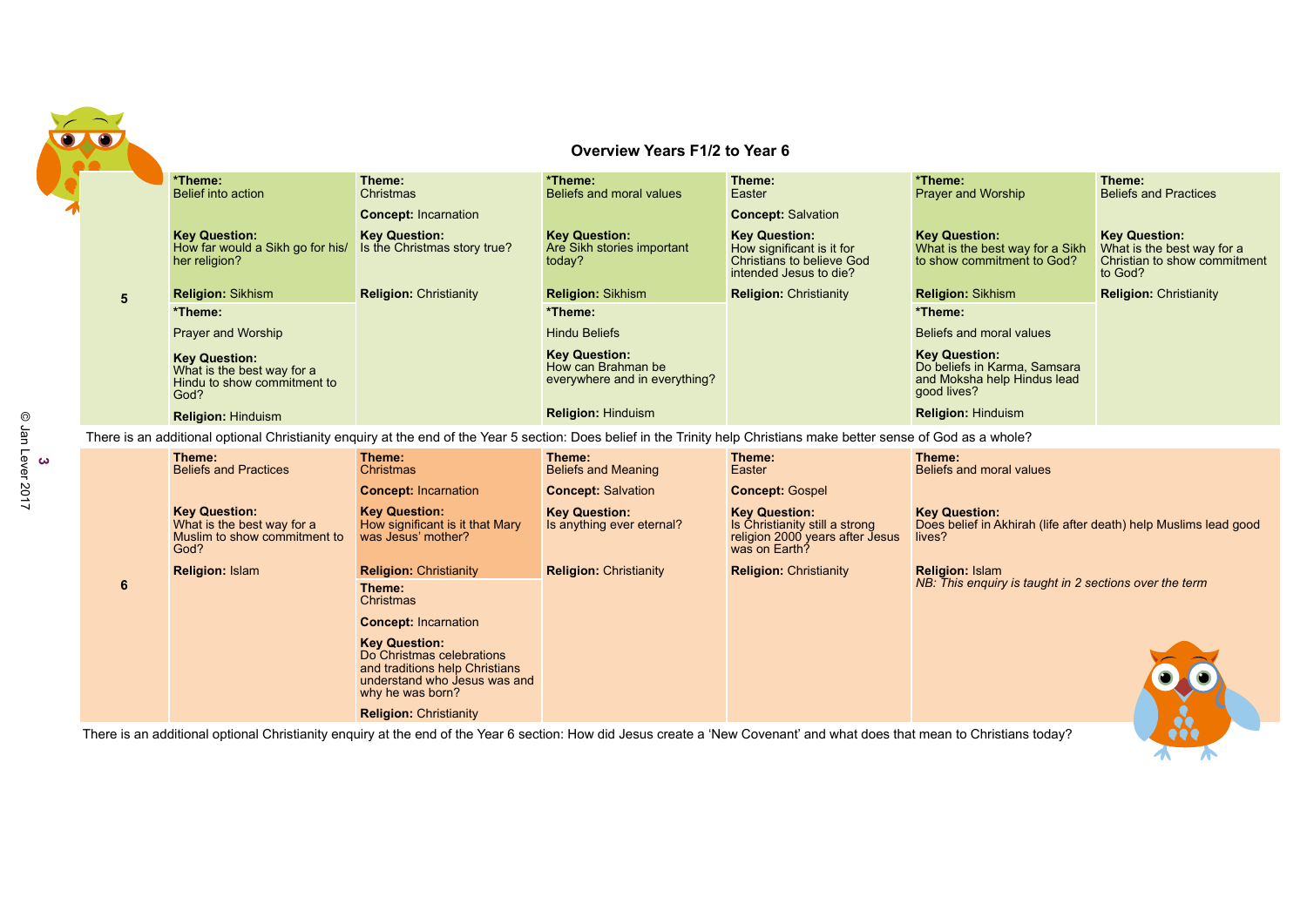## Overview Years F1/2 to Year 6

| Year | | | | | | |
|---|---|---|---|---|---|---|
| 5 | ***Theme:** Belief into action<br><br>**Key Question:** How far would a Sikh go for his/her religion?<br><br>**Religion:** Sikhism | **Theme:** Christmas<br><br>**Concept:** Incarnation<br><br>**Key Question:** Is the Christmas story true?<br><br>**Religion:** Christianity | ***Theme:** Beliefs and moral values<br><br>**Key Question:** Are Sikh stories important today?<br><br>**Religion:** Sikhism | **Theme:** Easter<br><br>**Concept:** Salvation<br><br>**Key Question:** How significant is it for Christians to believe God intended Jesus to die?<br><br>**Religion:** Christianity | ***Theme:** Prayer and Worship<br><br>**Key Question:** What is the best way for a Sikh to show commitment to God?<br><br>**Religion:** Sikhism | **Theme:** Beliefs and Practices<br><br>**Key Question:** What is the best way for a Christian to show commitment to God?<br><br>**Religion:** Christianity |
| | ***Theme:** Prayer and Worship<br><br>**Key Question:** What is the best way for a Hindu to show commitment to God?<br><br>**Religion:** Hinduism | | ***Theme:** Hindu Beliefs<br><br>**Key Question:** How can Brahman be everywhere and in everything?<br><br>**Religion:** Hinduism | | ***Theme:** Beliefs and moral values<br><br>**Key Question:** Do beliefs in Karma, Samsara and Moksha help Hindus lead good lives?<br><br>**Religion:** Hinduism | |

There is an additional optional Christianity enquiry at the end of the Year 5 section: Does belief in the Trinity help Christians make better sense of God as a whole?

| Year | | | | | |
|---|---|---|---|---|---|
| 6 | **Theme:** Beliefs and Practices<br><br>**Key Question:** What is the best way for a Muslim to show commitment to God?<br><br>**Religion:** Islam | **Theme:** Christmas<br><br>**Concept:** Incarnation<br><br>**Key Question:** How significant is it that Mary was Jesus' mother?<br><br>**Religion:** Christianity | **Theme:** Beliefs and Meaning<br><br>**Concept:** Salvation<br><br>**Key Question:** Is anything ever eternal?<br><br>**Religion:** Christianity | **Theme:** Easter<br><br>**Concept:** Gospel<br><br>**Key Question:** Is Christianity still a strong religion 2000 years after Jesus was on Earth?<br><br>**Religion:** Christianity | **Theme:** Beliefs and moral values<br><br>**Key Question:** Does belief in Akhirah (life after death) help Muslims lead good lives?<br><br>**Religion:** Islam<br>*NB: This enquiry is taught in 2 sections over the term* |
| | | **Theme:** Christmas<br><br>**Concept:** Incarnation<br><br>**Key Question:** Do Christmas celebrations and traditions help Christians understand who Jesus was and why he was born?<br><br>**Religion:** Christianity | | | |

There is an additional optional Christianity enquiry at the end of the Year 6 section: How did Jesus create a 'New Covenant' and what does that mean to Christians today?

© Jan Lever 2017